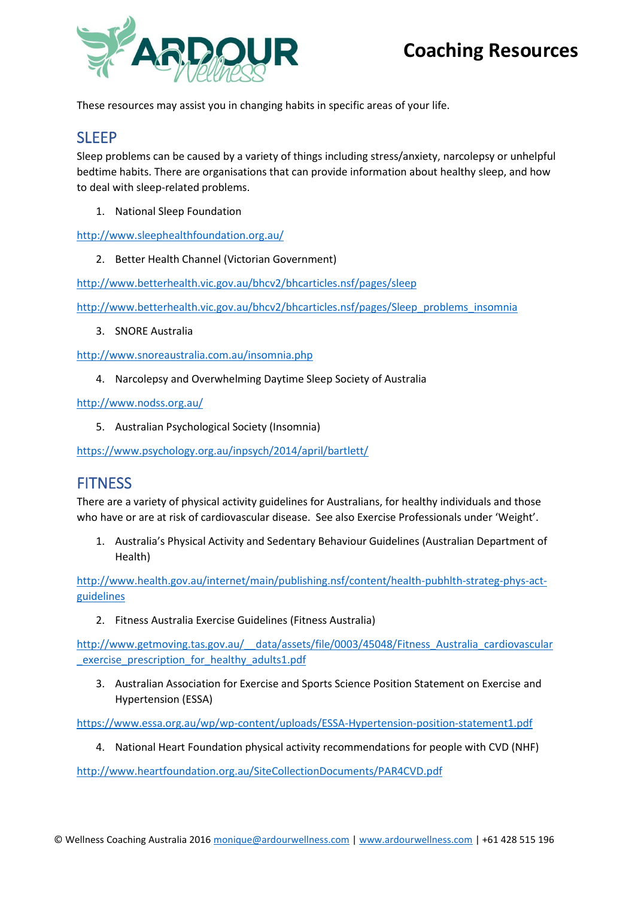# Coaching Resources

These resources may assist you in changing habits in specific areas of your life.

## SLEEP

Sleep problems can be caused by a variety of things including stress/anxiety, narcolepsy or unhelpful bedtime habits. There are organisations that can provide information about healthy sleep, and how to deal with sleep-related problems.

1. National Sleep Foundation

http://www.sleephealthfoundation.org.au/

2. Better Health Channel (Victorian Government)

http://www.betterhealth.vic.gov.au/bhcv2/bhcarticles.nsf/pages/sleep

http://www.betterhealth.vic.gov.au/bhcv2/bhcarticles.nsf/pages/Sleep_problems_insomnia

3. SNORE Australia

http://www.snoreaustralia.com.au/insomnia.php

4. Narcolepsy and Overwhelming Daytime Sleep Society of Australia

http://www.nodss.org.au/

5. Australian Psychological Society (Insomnia)

https://www.psychology.org.au/inpsych/2014/april/bartlett/

## FITNESS

There are a variety of physical activity guidelines for Australians, for healthy individuals and those who have or are at risk of cardiovascular disease. See also Exercise Professionals under 'Weight'.

1. Australia's Physical Activity and Sedentary Behaviour Guidelines (Australian Department of Health)

http://www.health.gov.au/internet/main/publishing.nsf/content/health-pubhlth-strateg-phys-act-guidelines

2. Fitness Australia Exercise Guidelines (Fitness Australia)

http://www.getmoving.tas.gov.au/__data/assets/file/0003/45048/Fitness_Australia_cardiovascular_exercise_prescription_for_healthy_adults1.pdf

3. Australian Association for Exercise and Sports Science Position Statement on Exercise and Hypertension (ESSA)

https://www.essa.org.au/wp/wp-content/uploads/ESSA-Hypertension-position-statement1.pdf

4. National Heart Foundation physical activity recommendations for people with CVD (NHF)

http://www.heartfoundation.org.au/SiteCollectionDocuments/PAR4CVD.pdf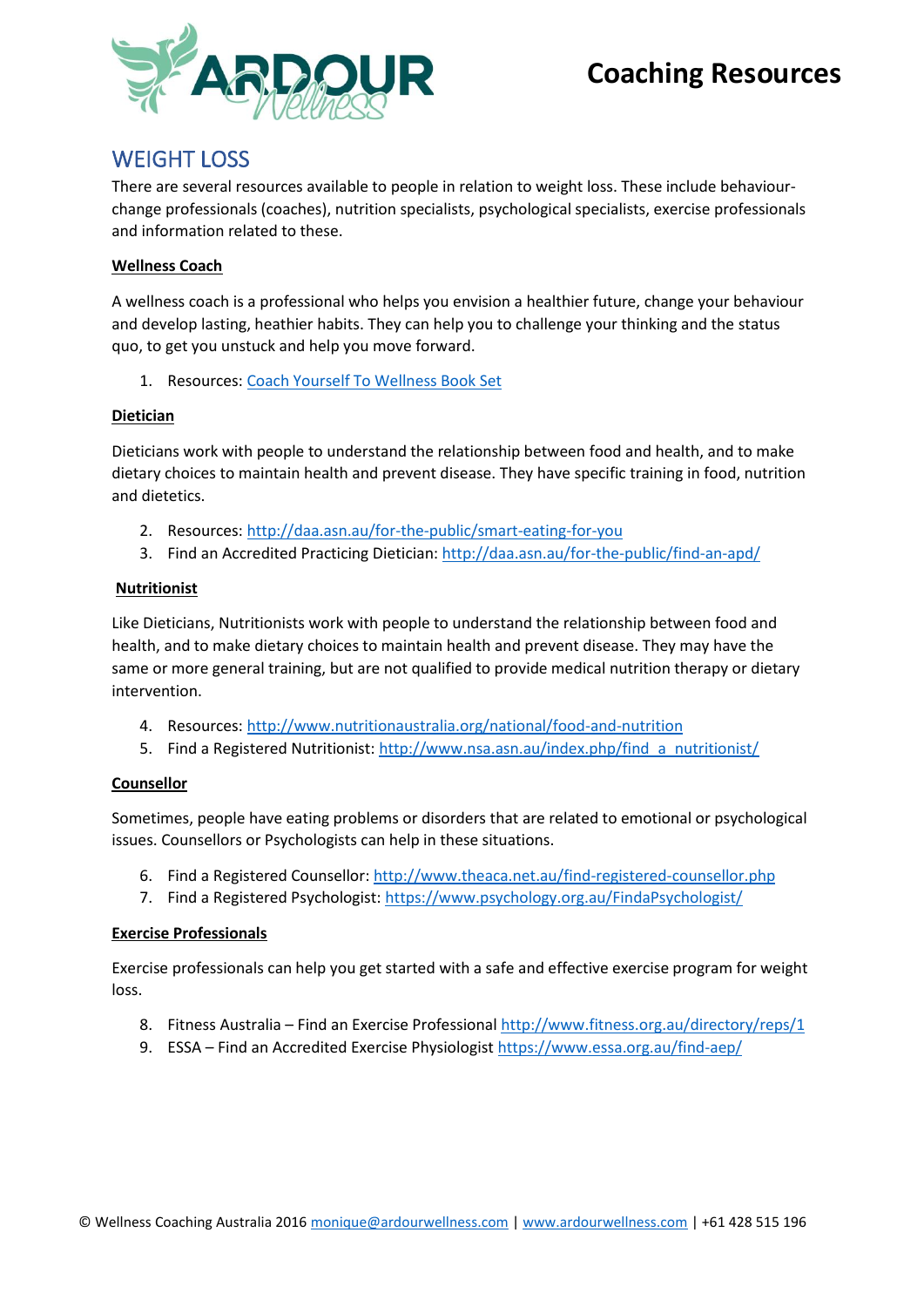# Coaching Resources

## WEIGHT LOSS

There are several resources available to people in relation to weight loss. These include behaviour-change professionals (coaches), nutrition specialists, psychological specialists, exercise professionals and information related to these.

**Wellness Coach**

A wellness coach is a professional who helps you envision a healthier future, change your behaviour and develop lasting, heathier habits. They can help you to challenge your thinking and the status quo, to get you unstuck and help you move forward.

1. Resources: Coach Yourself To Wellness Book Set

**Dietician**

Dieticians work with people to understand the relationship between food and health, and to make dietary choices to maintain health and prevent disease. They have specific training in food, nutrition and dietetics.

2. Resources: http://daa.asn.au/for-the-public/smart-eating-for-you
3. Find an Accredited Practicing Dietician: http://daa.asn.au/for-the-public/find-an-apd/

**Nutritionist**

Like Dieticians, Nutritionists work with people to understand the relationship between food and health, and to make dietary choices to maintain health and prevent disease. They may have the same or more general training, but are not qualified to provide medical nutrition therapy or dietary intervention.

4. Resources: http://www.nutritionaustralia.org/national/food-and-nutrition
5. Find a Registered Nutritionist: http://www.nsa.asn.au/index.php/find_a_nutritionist/

**Counsellor**

Sometimes, people have eating problems or disorders that are related to emotional or psychological issues. Counsellors or Psychologists can help in these situations.

6. Find a Registered Counsellor: http://www.theaca.net.au/find-registered-counsellor.php
7. Find a Registered Psychologist: https://www.psychology.org.au/FindaPsychologist/

**Exercise Professionals**

Exercise professionals can help you get started with a safe and effective exercise program for weight loss.

8. Fitness Australia – Find an Exercise Professional http://www.fitness.org.au/directory/reps/1
9. ESSA – Find an Accredited Exercise Physiologist https://www.essa.org.au/find-aep/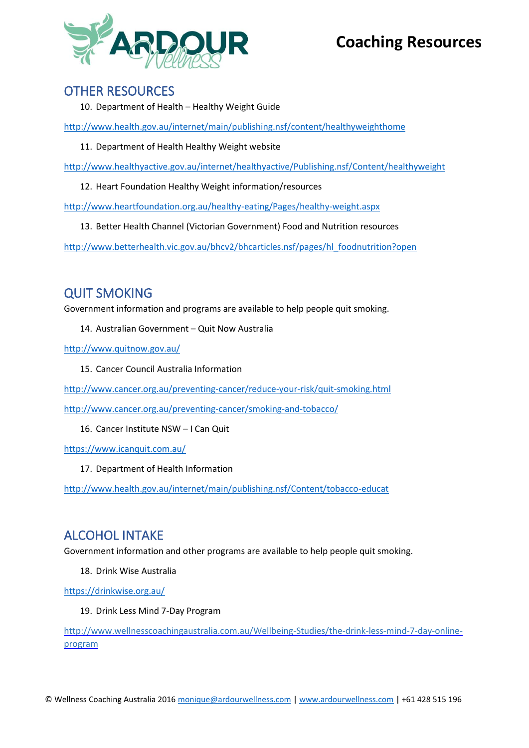## OTHER RESOURCES

10. Department of Health – Healthy Weight Guide

http://www.health.gov.au/internet/main/publishing.nsf/content/healthyweighthome

11. Department of Health Healthy Weight website

http://www.healthyactive.gov.au/internet/healthyactive/Publishing.nsf/Content/healthyweight

12. Heart Foundation Healthy Weight information/resources

http://www.heartfoundation.org.au/healthy-eating/Pages/healthy-weight.aspx

13. Better Health Channel (Victorian Government) Food and Nutrition resources

http://www.betterhealth.vic.gov.au/bhcv2/bhcarticles.nsf/pages/hl_foodnutrition?open

## QUIT SMOKING

Government information and programs are available to help people quit smoking.

14. Australian Government – Quit Now Australia

http://www.quitnow.gov.au/

15. Cancer Council Australia Information

http://www.cancer.org.au/preventing-cancer/reduce-your-risk/quit-smoking.html

http://www.cancer.org.au/preventing-cancer/smoking-and-tobacco/

16. Cancer Institute NSW – I Can Quit

https://www.icanquit.com.au/

17. Department of Health Information

http://www.health.gov.au/internet/main/publishing.nsf/Content/tobacco-educat

## ALCOHOL INTAKE

Government information and other programs are available to help people quit smoking.

18. Drink Wise Australia

https://drinkwise.org.au/

19. Drink Less Mind 7-Day Program

http://www.wellnesscoachingaustralia.com.au/Wellbeing-Studies/the-drink-less-mind-7-day-online-program

© Wellness Coaching Australia 2016 monique@ardourwellness.com | www.ardourwellness.com | +61 428 515 196